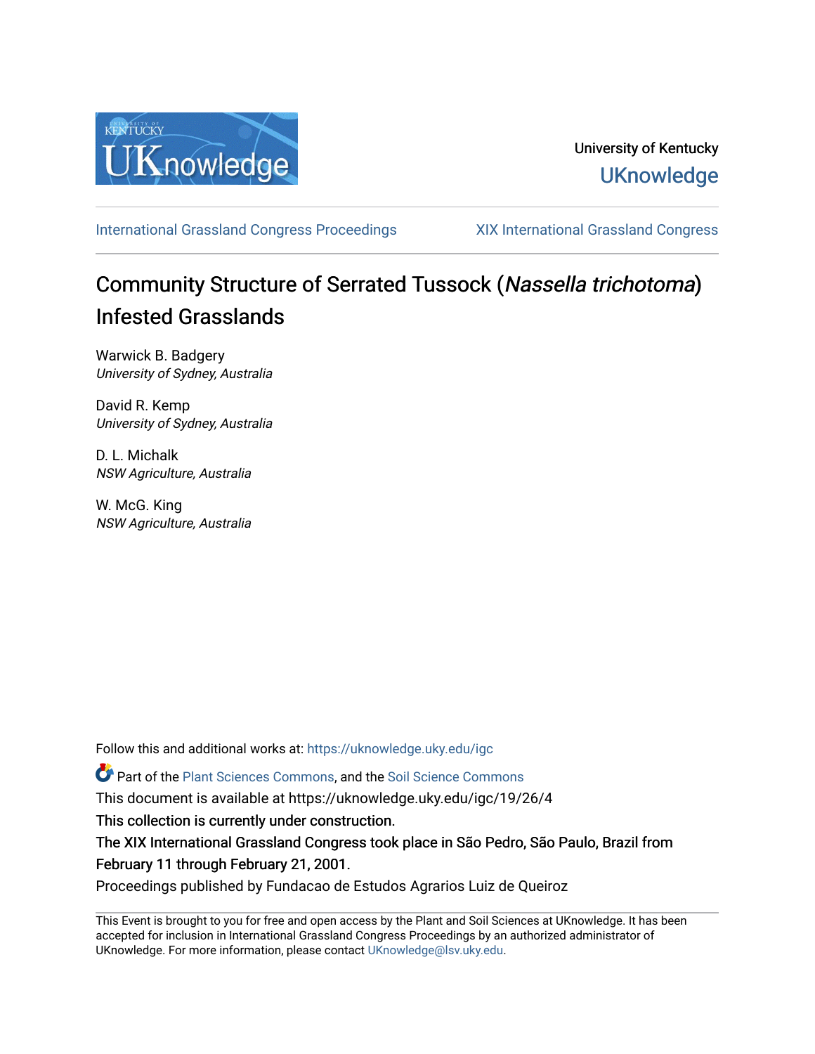University of Kentucky

UKnowledge

International Grassland Congress Proceedings | XIX International Grassland Congress

# Community Structure of Serrated Tussock (*Nassella trichotoma*) Infested Grasslands

Warwick B. Badgery
*University of Sydney, Australia*

David R. Kemp
*University of Sydney, Australia*

D. L. Michalk
*NSW Agriculture, Australia*

W. McG. King
*NSW Agriculture, Australia*

Follow this and additional works at: https://uknowledge.uky.edu/igc

Part of the Plant Sciences Commons, and the Soil Science Commons

This document is available at https://uknowledge.uky.edu/igc/19/26/4

This collection is currently under construction.

The XIX International Grassland Congress took place in São Pedro, São Paulo, Brazil from February 11 through February 21, 2001.

Proceedings published by Fundacao de Estudos Agrarios Luiz de Queiroz

This Event is brought to you for free and open access by the Plant and Soil Sciences at UKnowledge. It has been accepted for inclusion in International Grassland Congress Proceedings by an authorized administrator of UKnowledge. For more information, please contact UKnowledge@lsv.uky.edu.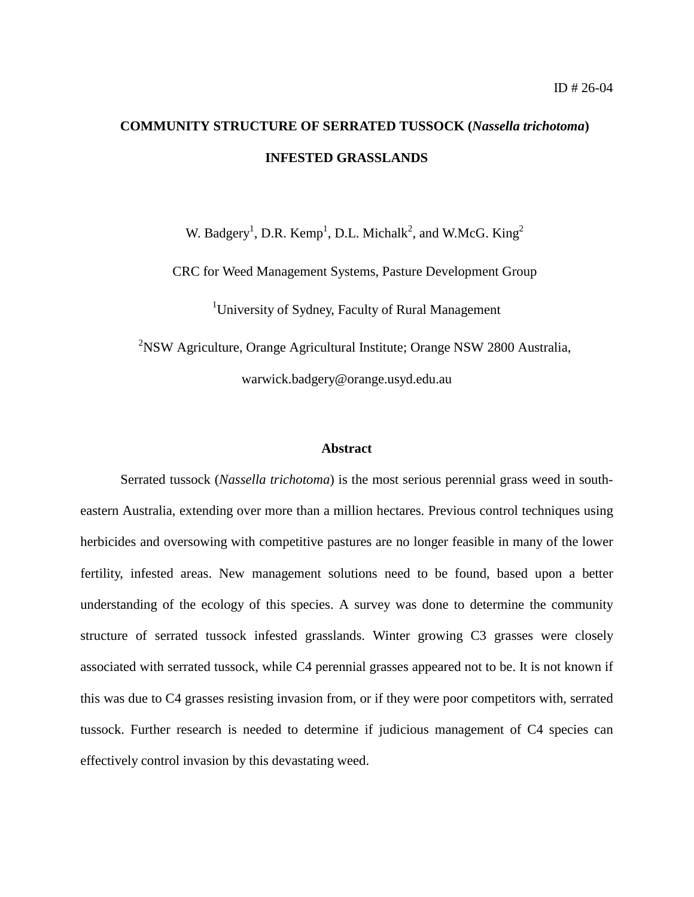ID # 26-04

# COMMUNITY STRUCTURE OF SERRATED TUSSOCK (*Nassella trichotoma*) INFESTED GRASSLANDS

W. Badgery[1], D.R. Kemp[1], D.L. Michalk[2], and W.McG. King[2]

CRC for Weed Management Systems, Pasture Development Group

[1]University of Sydney, Faculty of Rural Management

[2]NSW Agriculture, Orange Agricultural Institute; Orange NSW 2800 Australia,

warwick.badgery@orange.usyd.edu.au

## Abstract

Serrated tussock (*Nassella trichotoma*) is the most serious perennial grass weed in south-eastern Australia, extending over more than a million hectares. Previous control techniques using herbicides and oversowing with competitive pastures are no longer feasible in many of the lower fertility, infested areas. New management solutions need to be found, based upon a better understanding of the ecology of this species. A survey was done to determine the community structure of serrated tussock infested grasslands. Winter growing C3 grasses were closely associated with serrated tussock, while C4 perennial grasses appeared not to be. It is not known if this was due to C4 grasses resisting invasion from, or if they were poor competitors with, serrated tussock. Further research is needed to determine if judicious management of C4 species can effectively control invasion by this devastating weed.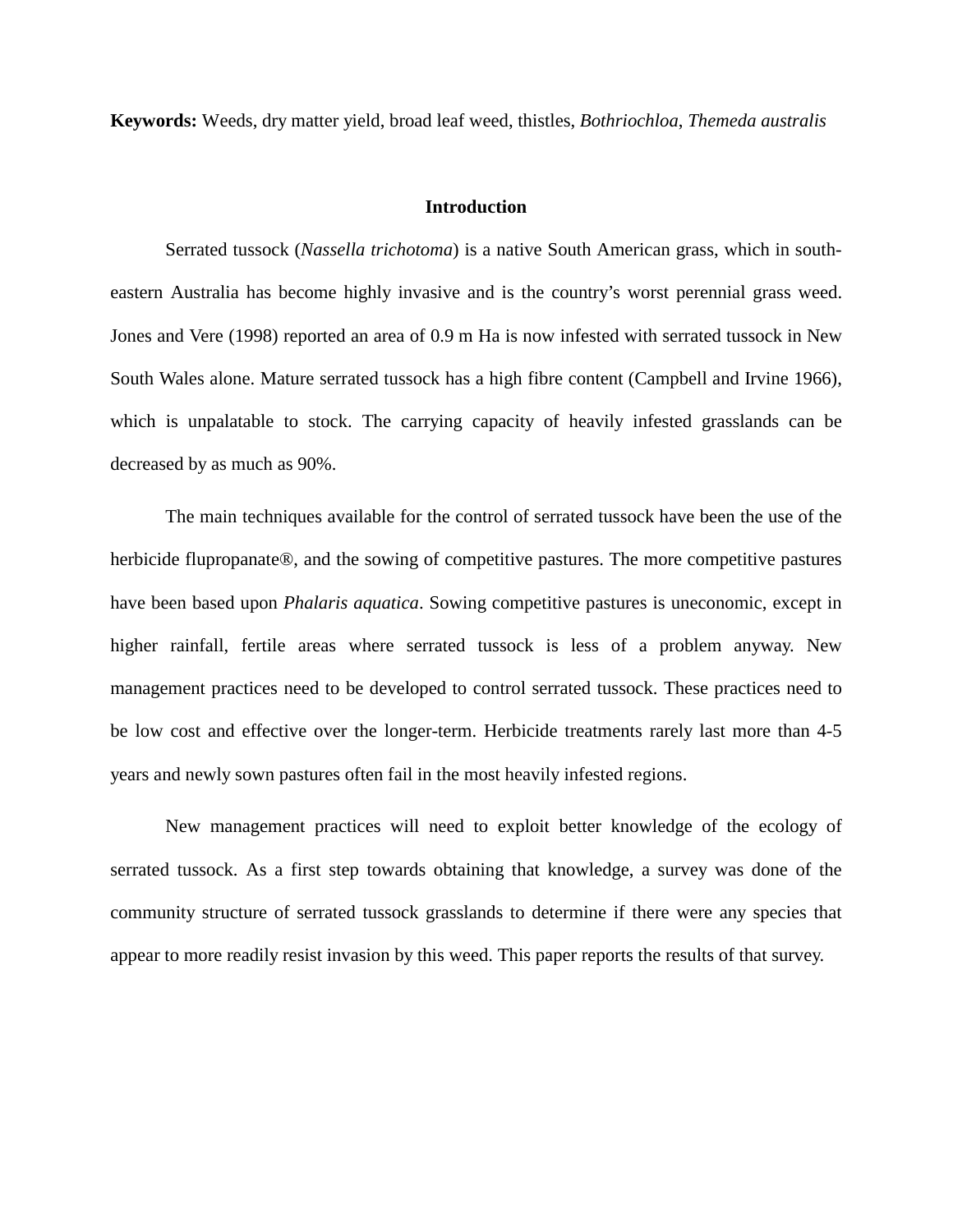**Keywords:** Weeds, dry matter yield, broad leaf weed, thistles, *Bothriochloa*, *Themeda australis*

## Introduction

Serrated tussock (*Nassella trichotoma*) is a native South American grass, which in south-eastern Australia has become highly invasive and is the country's worst perennial grass weed. Jones and Vere (1998) reported an area of 0.9 m Ha is now infested with serrated tussock in New South Wales alone. Mature serrated tussock has a high fibre content (Campbell and Irvine 1966), which is unpalatable to stock. The carrying capacity of heavily infested grasslands can be decreased by as much as 90%.

The main techniques available for the control of serrated tussock have been the use of the herbicide flupropanate®, and the sowing of competitive pastures. The more competitive pastures have been based upon *Phalaris aquatica*. Sowing competitive pastures is uneconomic, except in higher rainfall, fertile areas where serrated tussock is less of a problem anyway. New management practices need to be developed to control serrated tussock. These practices need to be low cost and effective over the longer-term. Herbicide treatments rarely last more than 4-5 years and newly sown pastures often fail in the most heavily infested regions.

New management practices will need to exploit better knowledge of the ecology of serrated tussock. As a first step towards obtaining that knowledge, a survey was done of the community structure of serrated tussock grasslands to determine if there were any species that appear to more readily resist invasion by this weed. This paper reports the results of that survey.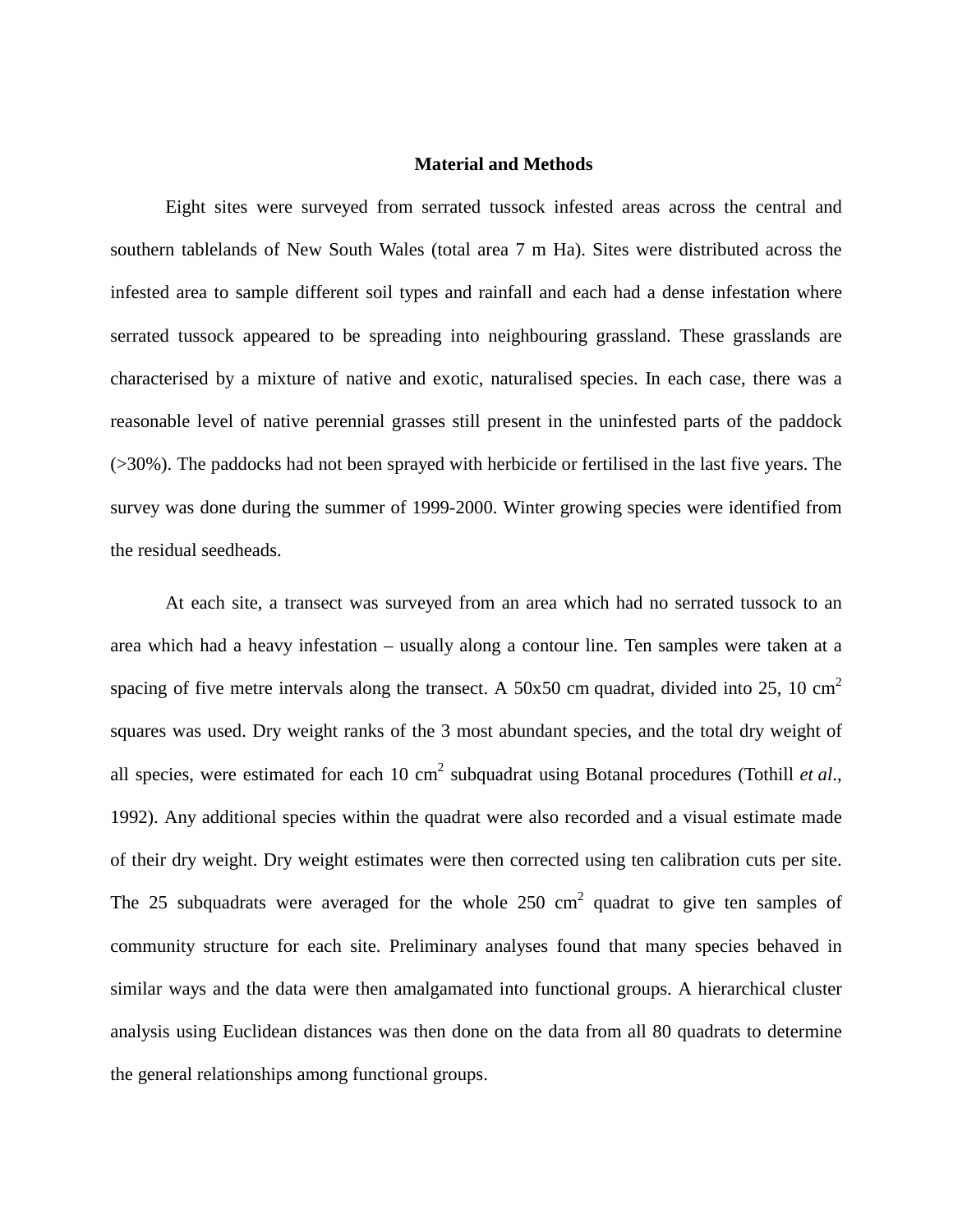## Material and Methods

Eight sites were surveyed from serrated tussock infested areas across the central and southern tablelands of New South Wales (total area 7 m Ha). Sites were distributed across the infested area to sample different soil types and rainfall and each had a dense infestation where serrated tussock appeared to be spreading into neighbouring grassland. These grasslands are characterised by a mixture of native and exotic, naturalised species. In each case, there was a reasonable level of native perennial grasses still present in the uninfested parts of the paddock (>30%). The paddocks had not been sprayed with herbicide or fertilised in the last five years. The survey was done during the summer of 1999-2000. Winter growing species were identified from the residual seedheads.

At each site, a transect was surveyed from an area which had no serrated tussock to an area which had a heavy infestation – usually along a contour line. Ten samples were taken at a spacing of five metre intervals along the transect. A 50x50 cm quadrat, divided into 25, 10 $cm^2$ squares was used. Dry weight ranks of the 3 most abundant species, and the total dry weight of all species, were estimated for each 10 $cm^2$ subquadrat using Botanal procedures (Tothill *et al*., 1992). Any additional species within the quadrat were also recorded and a visual estimate made of their dry weight. Dry weight estimates were then corrected using ten calibration cuts per site. The 25 subquadrats were averaged for the whole 250 $cm^2$ quadrat to give ten samples of community structure for each site. Preliminary analyses found that many species behaved in similar ways and the data were then amalgamated into functional groups. A hierarchical cluster analysis using Euclidean distances was then done on the data from all 80 quadrats to determine the general relationships among functional groups.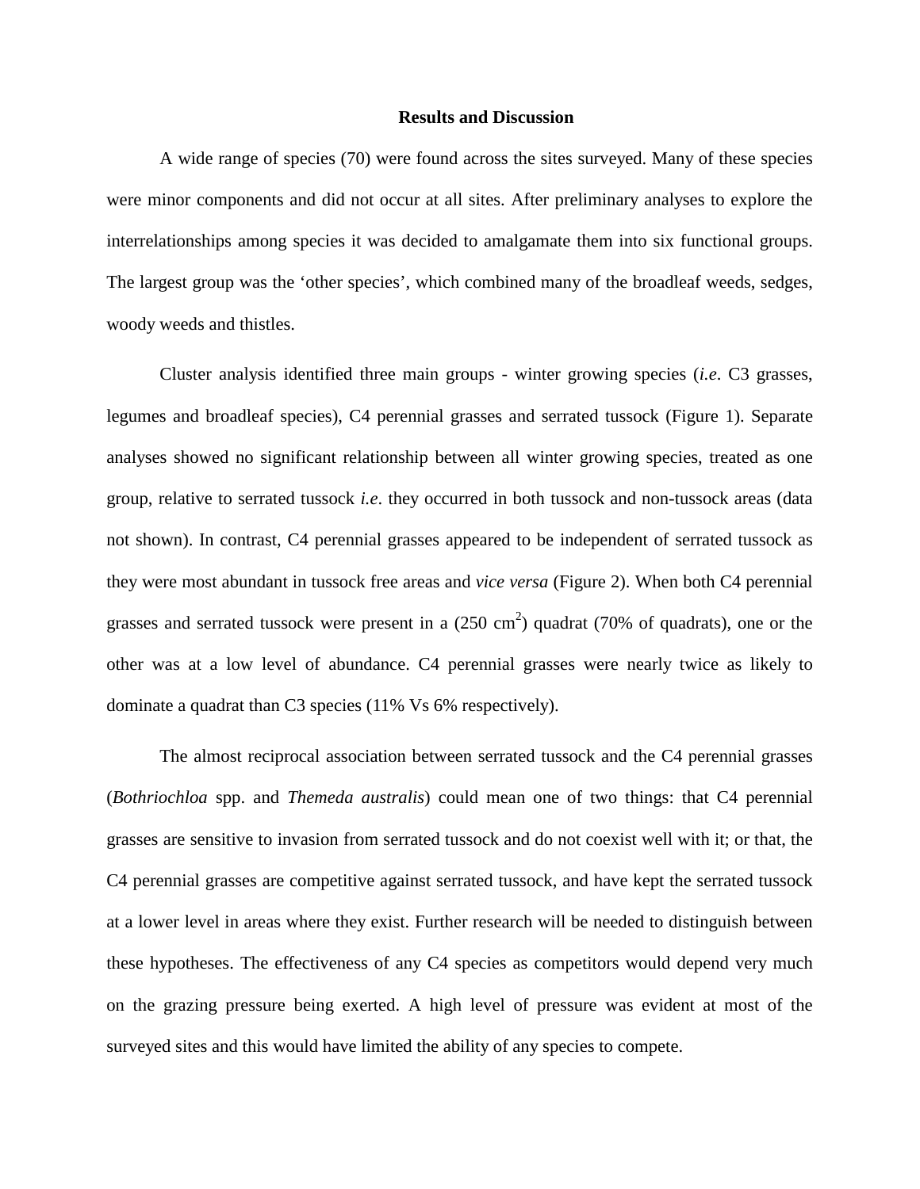## Results and Discussion

A wide range of species (70) were found across the sites surveyed. Many of these species were minor components and did not occur at all sites. After preliminary analyses to explore the interrelationships among species it was decided to amalgamate them into six functional groups. The largest group was the 'other species', which combined many of the broadleaf weeds, sedges, woody weeds and thistles.

Cluster analysis identified three main groups - winter growing species (*i.e*. C3 grasses, legumes and broadleaf species), C4 perennial grasses and serrated tussock (Figure 1). Separate analyses showed no significant relationship between all winter growing species, treated as one group, relative to serrated tussock *i.e*. they occurred in both tussock and non-tussock areas (data not shown). In contrast, C4 perennial grasses appeared to be independent of serrated tussock as they were most abundant in tussock free areas and *vice versa* (Figure 2). When both C4 perennial grasses and serrated tussock were present in a (250 $cm^2$) quadrat (70% of quadrats), one or the other was at a low level of abundance. C4 perennial grasses were nearly twice as likely to dominate a quadrat than C3 species (11% Vs 6% respectively).

The almost reciprocal association between serrated tussock and the C4 perennial grasses (*Bothriochloa* spp. and *Themeda australis*) could mean one of two things: that C4 perennial grasses are sensitive to invasion from serrated tussock and do not coexist well with it; or that, the C4 perennial grasses are competitive against serrated tussock, and have kept the serrated tussock at a lower level in areas where they exist. Further research will be needed to distinguish between these hypotheses. The effectiveness of any C4 species as competitors would depend very much on the grazing pressure being exerted. A high level of pressure was evident at most of the surveyed sites and this would have limited the ability of any species to compete.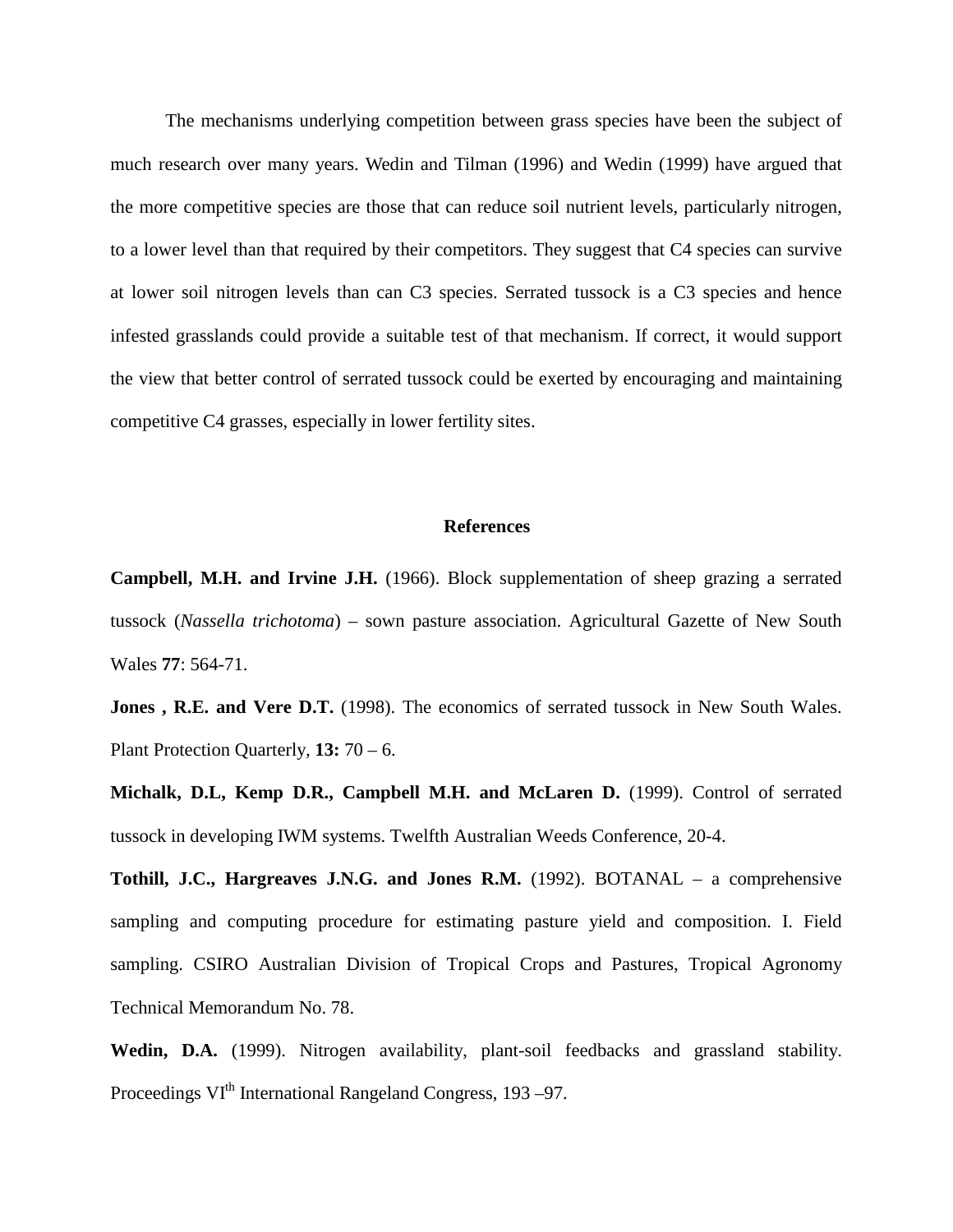The mechanisms underlying competition between grass species have been the subject of much research over many years. Wedin and Tilman (1996) and Wedin (1999) have argued that the more competitive species are those that can reduce soil nutrient levels, particularly nitrogen, to a lower level than that required by their competitors. They suggest that C4 species can survive at lower soil nitrogen levels than can C3 species. Serrated tussock is a C3 species and hence infested grasslands could provide a suitable test of that mechanism. If correct, it would support the view that better control of serrated tussock could be exerted by encouraging and maintaining competitive C4 grasses, especially in lower fertility sites.

## References

**Campbell, M.H. and Irvine J.H.** (1966). Block supplementation of sheep grazing a serrated tussock (*Nassella trichotoma*) – sown pasture association. Agricultural Gazette of New South Wales **77**: 564-71.

**Jones , R.E. and Vere D.T.** (1998). The economics of serrated tussock in New South Wales. Plant Protection Quarterly, **13:** 70 – 6.

**Michalk, D.L, Kemp D.R., Campbell M.H. and McLaren D.** (1999). Control of serrated tussock in developing IWM systems. Twelfth Australian Weeds Conference, 20-4.

**Tothill, J.C., Hargreaves J.N.G. and Jones R.M.** (1992). BOTANAL – a comprehensive sampling and computing procedure for estimating pasture yield and composition. I. Field sampling. CSIRO Australian Division of Tropical Crops and Pastures, Tropical Agronomy Technical Memorandum No. 78.

**Wedin, D.A.** (1999). Nitrogen availability, plant-soil feedbacks and grassland stability. Proceedings VI$^{th}$ International Rangeland Congress, 193 –97.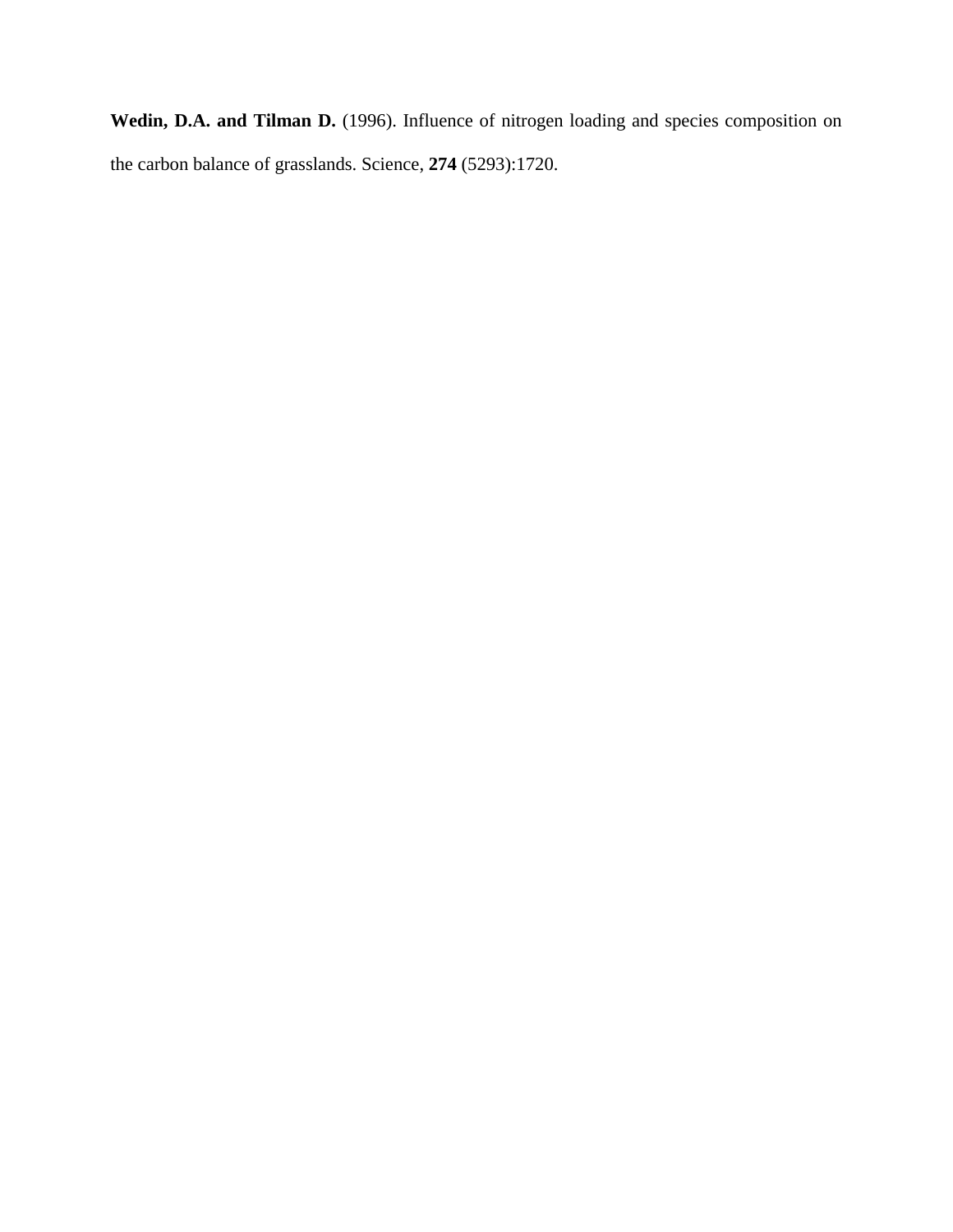**Wedin, D.A. and Tilman D.** (1996). Influence of nitrogen loading and species composition on the carbon balance of grasslands. Science, **274** (5293):1720.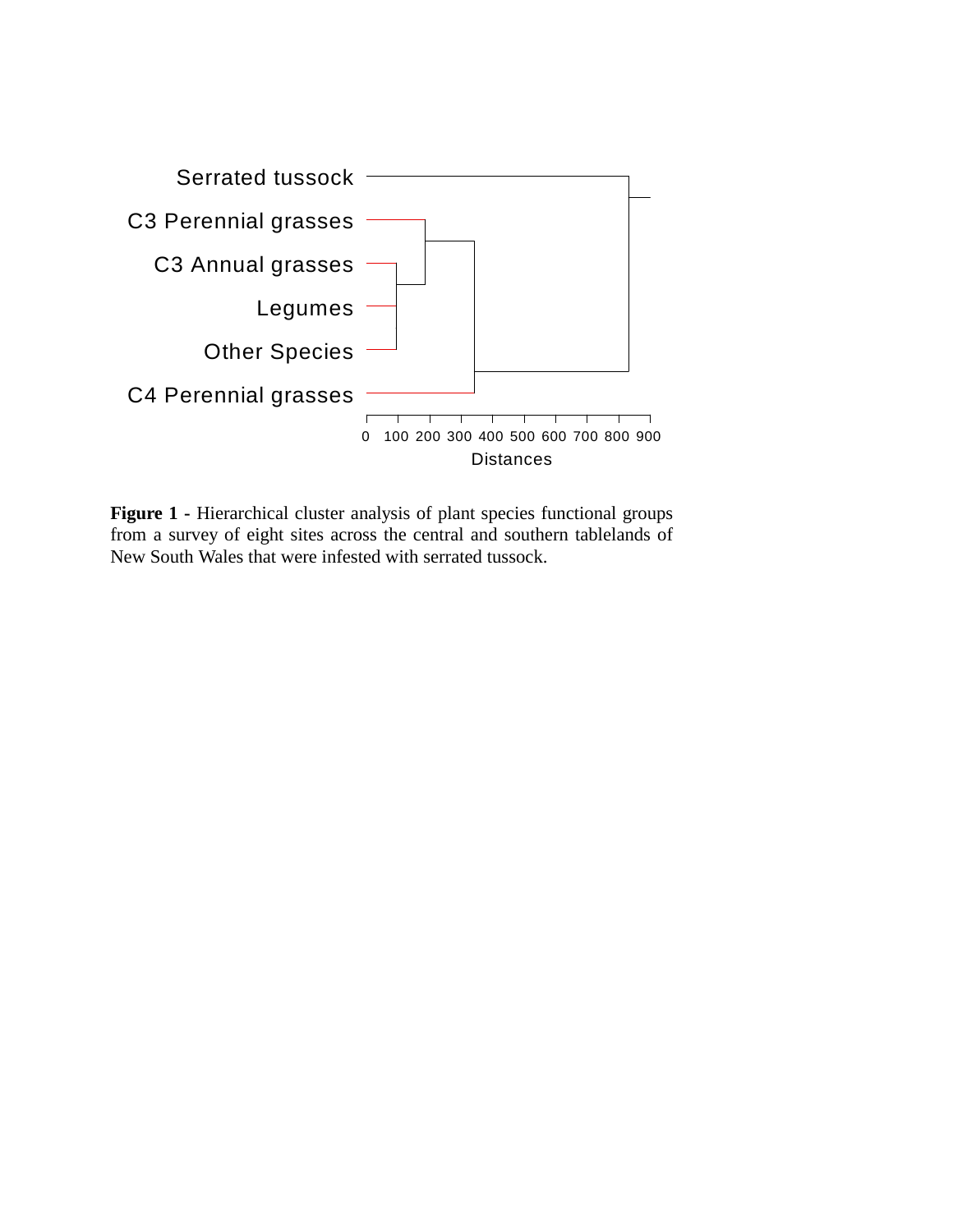**Figure 1** - Hierarchical cluster analysis of plant species functional groups from a survey of eight sites across the central and southern tablelands of New South Wales that were infested with serrated tussock.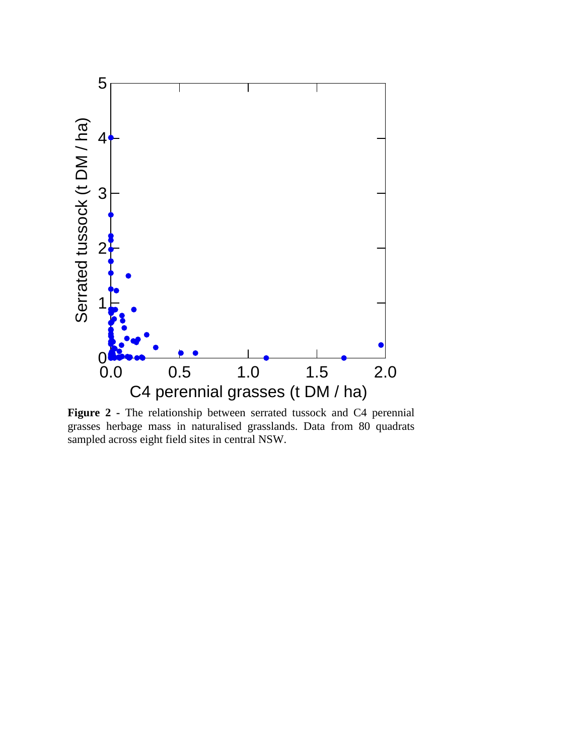5

4

3

2

1

0

0.0 0.5 1.0 1.5 2.0

Serrated tussock (t DM / ha)

C4 perennial grasses (t DM / ha)

**Figure 2** - The relationship between serrated tussock and C4 perennial grasses herbage mass in naturalised grasslands. Data from 80 quadrats sampled across eight field sites in central NSW.